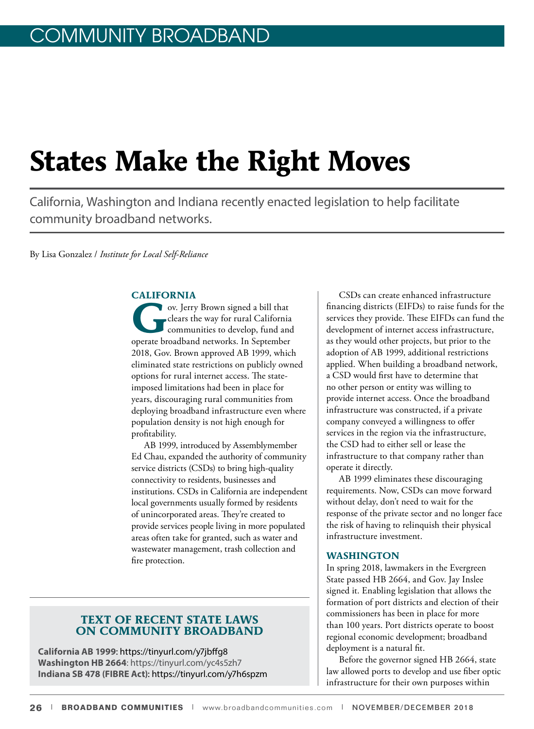# States Make the Right Moves

California, Washington and Indiana recently enacted legislation to help facilitate community broadband networks.

By Lisa Gonzalez / *Institute for Local Self-Reliance*

## CALIFORNIA

Gov. Jerry Brown signed a bill that clears the way for rural California communities to develop, fund and operate broadband networks. In September 2018, Gov. Brown approved AB 1999, which eliminated state restrictions on publicly owned options for rural internet access. The state-imposed limitations had been in place for years, discouraging rural communities from deploying broadband infrastructure even where population density is not high enough for profitability.

AB 1999, introduced by Assemblymember Ed Chau, expanded the authority of community service districts (CSDs) to bring high-quality connectivity to residents, businesses and institutions. CSDs in California are independent local governments usually formed by residents of unincorporated areas. They're created to provide services people living in more populated areas often take for granted, such as water and wastewater management, trash collection and fire protection.

CSDs can create enhanced infrastructure financing districts (EIFDs) to raise funds for the services they provide. These EIFDs can fund the development of internet access infrastructure, as they would other projects, but prior to the adoption of AB 1999, additional restrictions applied. When building a broadband network, a CSD would first have to determine that no other person or entity was willing to provide internet access. Once the broadband infrastructure was constructed, if a private company conveyed a willingness to offer services in the region via the infrastructure, the CSD had to either sell or lease the infrastructure to that company rather than operate it directly.

AB 1999 eliminates these discouraging requirements. Now, CSDs can move forward without delay, don't need to wait for the response of the private sector and no longer face the risk of having to relinquish their physical infrastructure investment.

## WASHINGTON

In spring 2018, lawmakers in the Evergreen State passed HB 2664, and Gov. Jay Inslee signed it. Enabling legislation that allows the formation of port districts and election of their commissioners has been in place for more than 100 years. Port districts operate to boost regional economic development; broadband deployment is a natural fit.

Before the governor signed HB 2664, state law allowed ports to develop and use fiber optic infrastructure for their own purposes within

### TEXT OF RECENT STATE LAWS ON COMMUNITY BROADBAND

**California AB 1999**: https://tinyurl.com/y7jbffg8
**Washington HB 2664**: https://tinyurl.com/yc4s5zh7
**Indiana SB 478 (FIBRE Act)**: https://tinyurl.com/y7h6spzm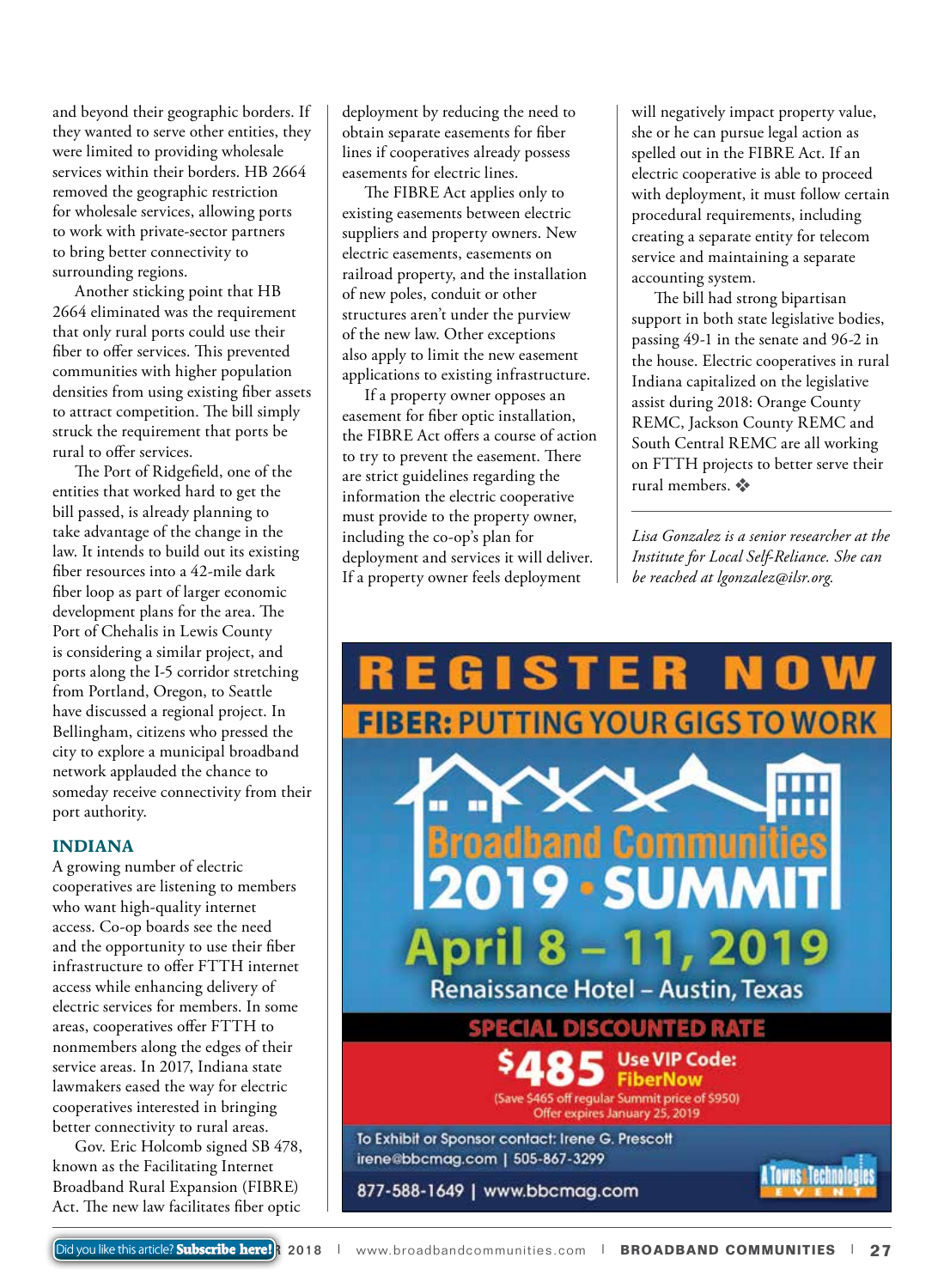and beyond their geographic borders. If they wanted to serve other entities, they were limited to providing wholesale services within their borders. HB 2664 removed the geographic restriction for wholesale services, allowing ports to work with private-sector partners to bring better connectivity to surrounding regions.

Another sticking point that HB 2664 eliminated was the requirement that only rural ports could use their fiber to offer services. This prevented communities with higher population densities from using existing fiber assets to attract competition. The bill simply struck the requirement that ports be rural to offer services.

The Port of Ridgefield, one of the entities that worked hard to get the bill passed, is already planning to take advantage of the change in the law. It intends to build out its existing fiber resources into a 42-mile dark fiber loop as part of larger economic development plans for the area. The Port of Chehalis in Lewis County is considering a similar project, and ports along the I-5 corridor stretching from Portland, Oregon, to Seattle have discussed a regional project. In Bellingham, citizens who pressed the city to explore a municipal broadband network applauded the chance to someday receive connectivity from their port authority.

## INDIANA

A growing number of electric cooperatives are listening to members who want high-quality internet access. Co-op boards see the need and the opportunity to use their fiber infrastructure to offer FTTH internet access while enhancing delivery of electric services for members. In some areas, cooperatives offer FTTH to nonmembers along the edges of their service areas. In 2017, Indiana state lawmakers eased the way for electric cooperatives interested in bringing better connectivity to rural areas.

Gov. Eric Holcomb signed SB 478, known as the Facilitating Internet Broadband Rural Expansion (FIBRE) Act. The new law facilitates fiber optic deployment by reducing the need to obtain separate easements for fiber lines if cooperatives already possess easements for electric lines.

The FIBRE Act applies only to existing easements between electric suppliers and property owners. New electric easements, easements on railroad property, and the installation of new poles, conduit or other structures aren't under the purview of the new law. Other exceptions also apply to limit the new easement applications to existing infrastructure.

If a property owner opposes an easement for fiber optic installation, the FIBRE Act offers a course of action to try to prevent the easement. There are strict guidelines regarding the information the electric cooperative must provide to the property owner, including the co-op's plan for deployment and services it will deliver. If a property owner feels deployment will negatively impact property value, she or he can pursue legal action as spelled out in the FIBRE Act. If an electric cooperative is able to proceed with deployment, it must follow certain procedural requirements, including creating a separate entity for telecom service and maintaining a separate accounting system.

The bill had strong bipartisan support in both state legislative bodies, passing 49-1 in the senate and 96-2 in the house. Electric cooperatives in rural Indiana capitalized on the legislative assist during 2018: Orange County REMC, Jackson County REMC and South Central REMC are all working on FTTH projects to better serve their rural members. ❖

*Lisa Gonzalez is a senior researcher at the Institute for Local Self-Reliance. She can be reached at lgonzalez@ilsr.org.*

---

**REGISTER NOW**

**FIBER: PUTTING YOUR GIGS TO WORK**

**Broadband Communities 2019 • SUMMIT**

**April 8 – 11, 2019**

Renaissance Hotel – Austin, Texas

**SPECIAL DISCOUNTED RATE**

**$485** Use VIP Code: **FiberNow**

(Save $465 off regular Summit price of $950)
Offer expires January 25, 2019

To Exhibit or Sponsor contact: Irene G. Prescott
irene@bbcmag.com | 505-867-3299

877-588-1649 | www.bbcmag.com

A Towns & Technologies EVENT

Did you like this article? **Subscribe here!**